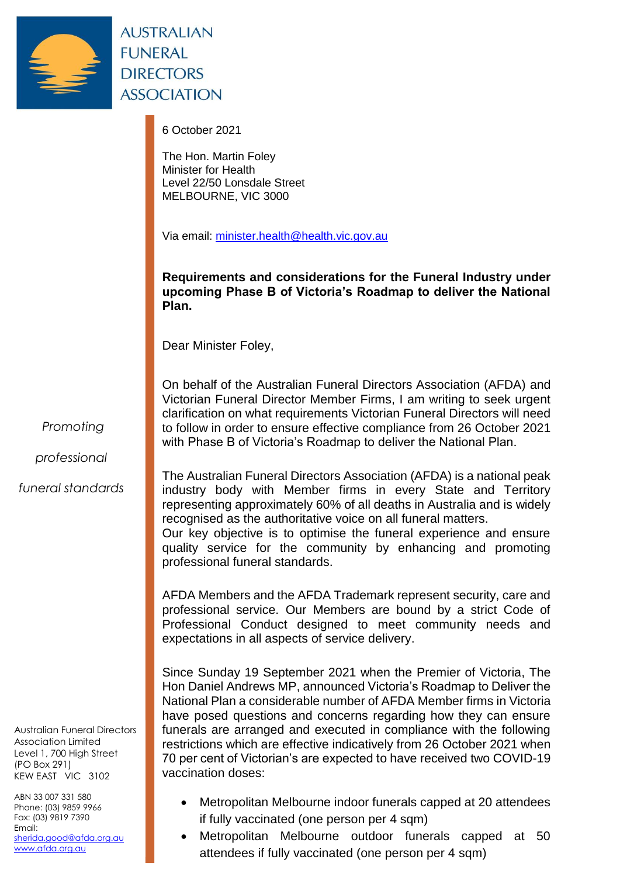AUSTRALIAN FUNERAL DIRECTORS ASSOCIATION

*Promoting professional funeral standards*

Australian Funeral Directors Association Limited
Level 1, 700 High Street
(PO Box 291)
KEW EAST VIC 3102

ABN 33 007 331 580
Phone: (03) 9859 9966
Fax: (03) 9819 7390
Email: sherida.good@afda.org.au
www.afda.org.au

6 October 2021

The Hon. Martin Foley
Minister for Health
Level 22/50 Lonsdale Street
MELBOURNE, VIC 3000

Via email: minister.health@health.vic.gov.au

**Requirements and considerations for the Funeral Industry under upcoming Phase B of Victoria's Roadmap to deliver the National Plan.**

Dear Minister Foley,

On behalf of the Australian Funeral Directors Association (AFDA) and Victorian Funeral Director Member Firms, I am writing to seek urgent clarification on what requirements Victorian Funeral Directors will need to follow in order to ensure effective compliance from 26 October 2021 with Phase B of Victoria's Roadmap to deliver the National Plan.

The Australian Funeral Directors Association (AFDA) is a national peak industry body with Member firms in every State and Territory representing approximately 60% of all deaths in Australia and is widely recognised as the authoritative voice on all funeral matters.
Our key objective is to optimise the funeral experience and ensure quality service for the community by enhancing and promoting professional funeral standards.

AFDA Members and the AFDA Trademark represent security, care and professional service. Our Members are bound by a strict Code of Professional Conduct designed to meet community needs and expectations in all aspects of service delivery.

Since Sunday 19 September 2021 when the Premier of Victoria, The Hon Daniel Andrews MP, announced Victoria's Roadmap to Deliver the National Plan a considerable number of AFDA Member firms in Victoria have posed questions and concerns regarding how they can ensure funerals are arranged and executed in compliance with the following restrictions which are effective indicatively from 26 October 2021 when 70 per cent of Victorian's are expected to have received two COVID-19 vaccination doses:

- Metropolitan Melbourne indoor funerals capped at 20 attendees if fully vaccinated (one person per 4 sqm)
- Metropolitan Melbourne outdoor funerals capped at 50 attendees if fully vaccinated (one person per 4 sqm)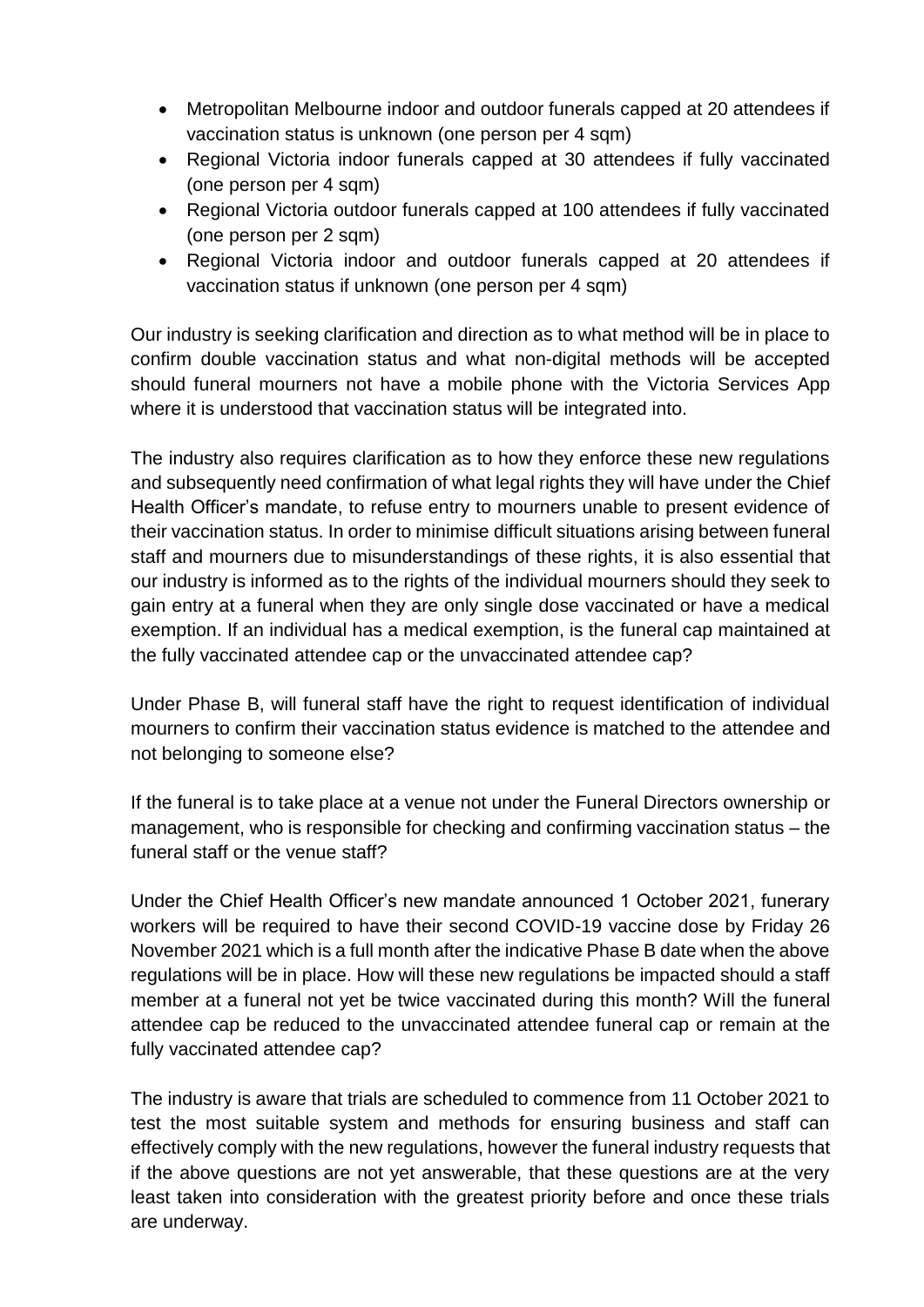- Metropolitan Melbourne indoor and outdoor funerals capped at 20 attendees if vaccination status is unknown (one person per 4 sqm)
- Regional Victoria indoor funerals capped at 30 attendees if fully vaccinated (one person per 4 sqm)
- Regional Victoria outdoor funerals capped at 100 attendees if fully vaccinated (one person per 2 sqm)
- Regional Victoria indoor and outdoor funerals capped at 20 attendees if vaccination status if unknown (one person per 4 sqm)

Our industry is seeking clarification and direction as to what method will be in place to confirm double vaccination status and what non-digital methods will be accepted should funeral mourners not have a mobile phone with the Victoria Services App where it is understood that vaccination status will be integrated into.

The industry also requires clarification as to how they enforce these new regulations and subsequently need confirmation of what legal rights they will have under the Chief Health Officer's mandate, to refuse entry to mourners unable to present evidence of their vaccination status. In order to minimise difficult situations arising between funeral staff and mourners due to misunderstandings of these rights, it is also essential that our industry is informed as to the rights of the individual mourners should they seek to gain entry at a funeral when they are only single dose vaccinated or have a medical exemption. If an individual has a medical exemption, is the funeral cap maintained at the fully vaccinated attendee cap or the unvaccinated attendee cap?

Under Phase B, will funeral staff have the right to request identification of individual mourners to confirm their vaccination status evidence is matched to the attendee and not belonging to someone else?

If the funeral is to take place at a venue not under the Funeral Directors ownership or management, who is responsible for checking and confirming vaccination status – the funeral staff or the venue staff?

Under the Chief Health Officer's new mandate announced 1 October 2021, funerary workers will be required to have their second COVID-19 vaccine dose by Friday 26 November 2021 which is a full month after the indicative Phase B date when the above regulations will be in place. How will these new regulations be impacted should a staff member at a funeral not yet be twice vaccinated during this month? Will the funeral attendee cap be reduced to the unvaccinated attendee funeral cap or remain at the fully vaccinated attendee cap?

The industry is aware that trials are scheduled to commence from 11 October 2021 to test the most suitable system and methods for ensuring business and staff can effectively comply with the new regulations, however the funeral industry requests that if the above questions are not yet answerable, that these questions are at the very least taken into consideration with the greatest priority before and once these trials are underway.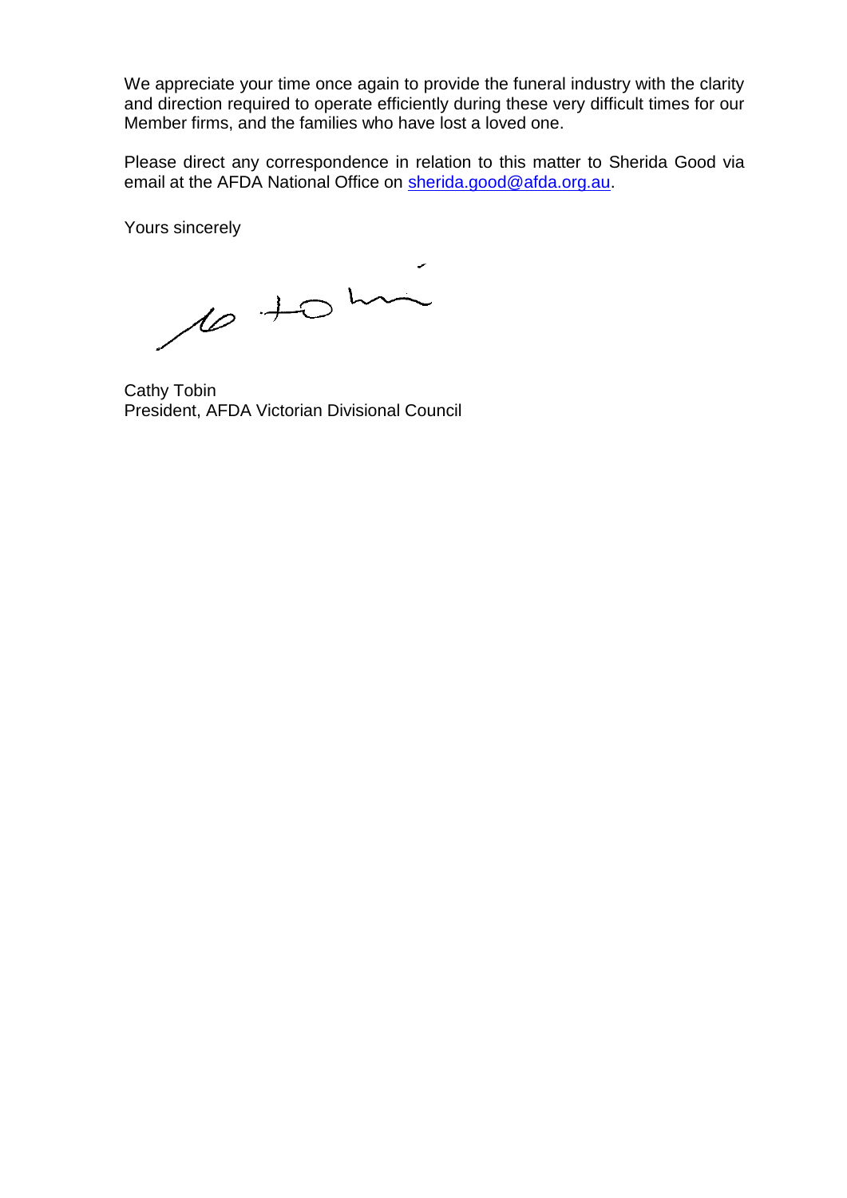We appreciate your time once again to provide the funeral industry with the clarity and direction required to operate efficiently during these very difficult times for our Member firms, and the families who have lost a loved one.

Please direct any correspondence in relation to this matter to Sherida Good via email at the AFDA National Office on [sherida.good@afda.org.au](mailto:sherida.good@afda.org.au).

Yours sincerely

Cathy Tobin
President, AFDA Victorian Divisional Council